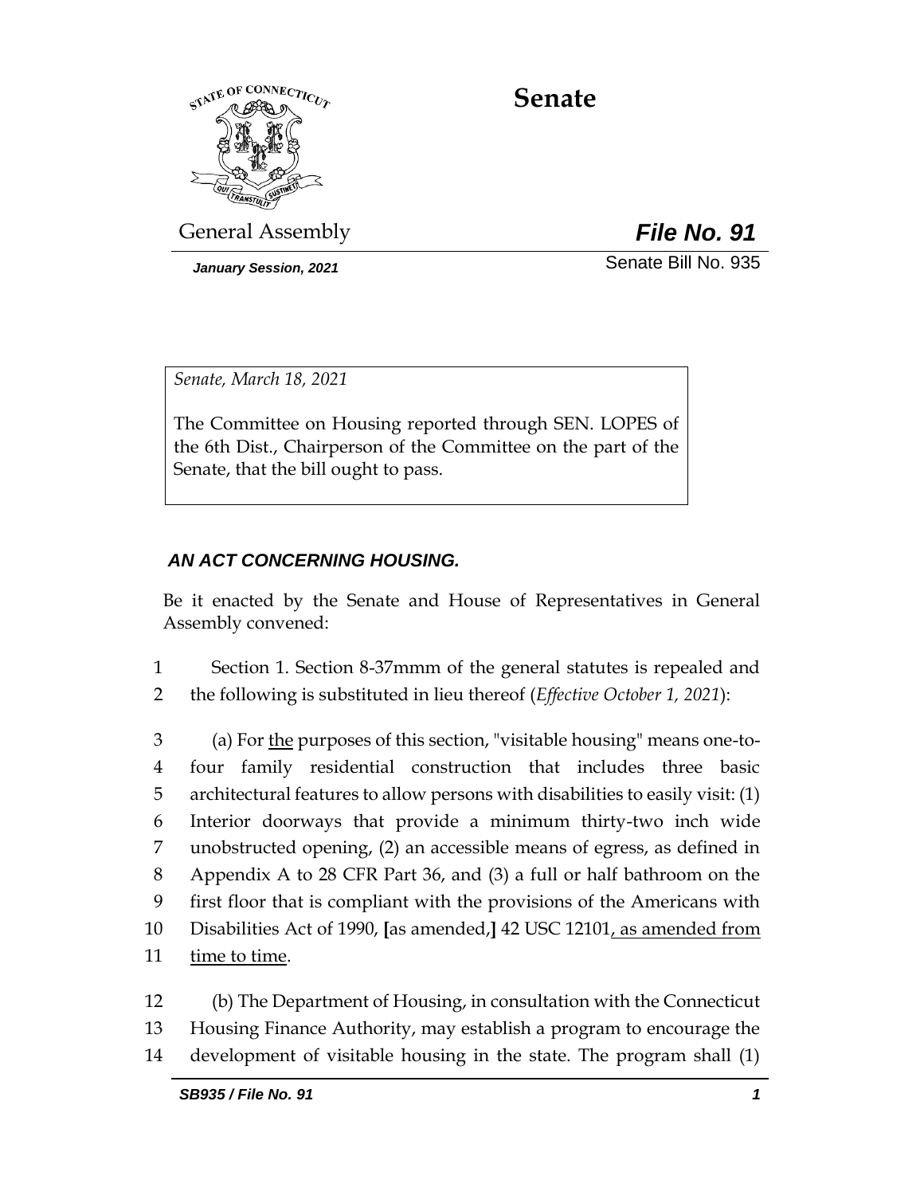# Senate

General Assembly **File No. 91**

*January Session, 2021* Senate Bill No. 935

*Senate, March 18, 2021*

The Committee on Housing reported through SEN. LOPES of the 6th Dist., Chairperson of the Committee on the part of the Senate, that the bill ought to pass.

***AN ACT CONCERNING HOUSING.***

Be it enacted by the Senate and House of Representatives in General Assembly convened:

1 Section 1. Section 8-37mmm of the general statutes is repealed and
2 the following is substituted in lieu thereof (*Effective October 1, 2021*):

3 (a) For <u>the</u> purposes of this section, "visitable housing" means one-to-
4 four family residential construction that includes three basic
5 architectural features to allow persons with disabilities to easily visit: (1)
6 Interior doorways that provide a minimum thirty-two inch wide
7 unobstructed opening, (2) an accessible means of egress, as defined in
8 Appendix A to 28 CFR Part 36, and (3) a full or half bathroom on the
9 first floor that is compliant with the provisions of the Americans with
10 Disabilities Act of 1990, **[**as amended,**]** 42 USC 12101<u>, as amended from</u>
11 <u>time to time</u>.

12 (b) The Department of Housing, in consultation with the Connecticut
13 Housing Finance Authority, may establish a program to encourage the
14 development of visitable housing in the state. The program shall (1)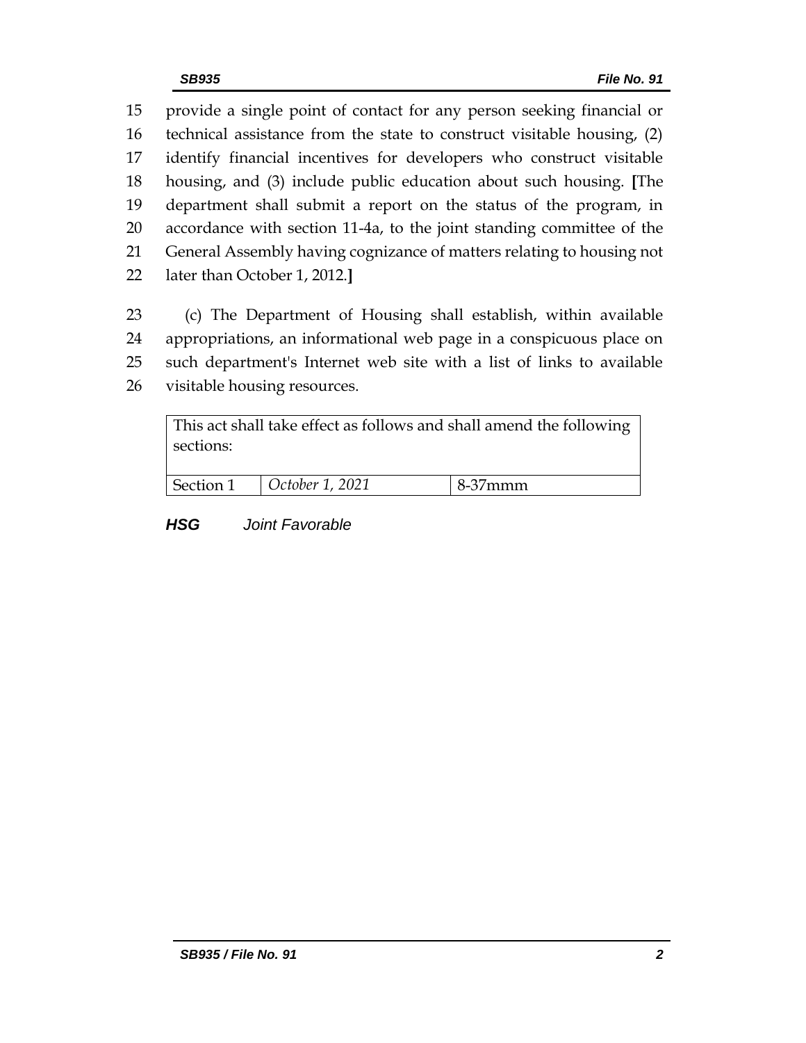15 provide a single point of contact for any person seeking financial or
16 technical assistance from the state to construct visitable housing, (2)
17 identify financial incentives for developers who construct visitable
18 housing, and (3) include public education about such housing. **[**The
19 department shall submit a report on the status of the program, in
20 accordance with section 11-4a, to the joint standing committee of the
21 General Assembly having cognizance of matters relating to housing not
22 later than October 1, 2012.**]**

23 (c) The Department of Housing shall establish, within available
24 appropriations, an informational web page in a conspicuous place on
25 such department's Internet web site with a list of links to available
26 visitable housing resources.

| This act shall take effect as follows and shall amend the following sections: | | |
|---|---|---|
| Section 1 | *October 1, 2021* | 8-37mmm |

***HSG*** *Joint Favorable*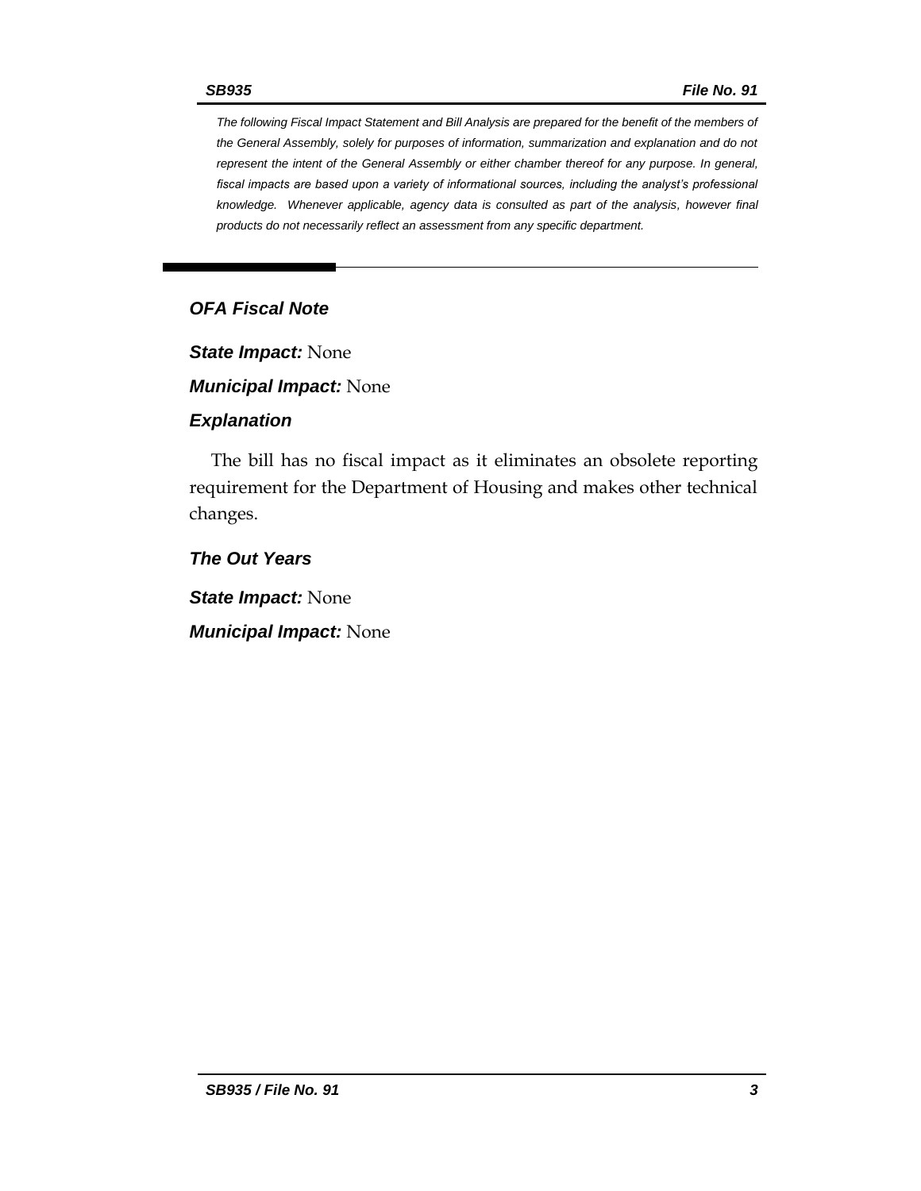*The following Fiscal Impact Statement and Bill Analysis are prepared for the benefit of the members of the General Assembly, solely for purposes of information, summarization and explanation and do not represent the intent of the General Assembly or either chamber thereof for any purpose. In general, fiscal impacts are based upon a variety of informational sources, including the analyst's professional knowledge. Whenever applicable, agency data is consulted as part of the analysis, however final products do not necessarily reflect an assessment from any specific department.*

---

## *OFA Fiscal Note*

***State Impact:*** None

***Municipal Impact:*** None

### *Explanation*

The bill has no fiscal impact as it eliminates an obsolete reporting requirement for the Department of Housing and makes other technical changes.

### *The Out Years*

***State Impact:*** None

***Municipal Impact:*** None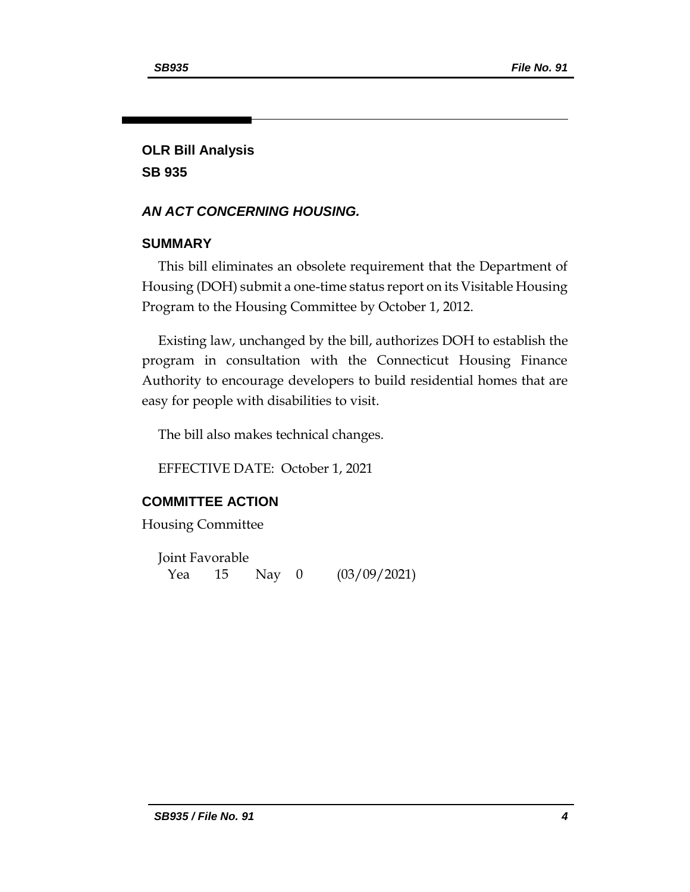## OLR Bill Analysis
## SB 935

### *AN ACT CONCERNING HOUSING.*

### SUMMARY

This bill eliminates an obsolete requirement that the Department of Housing (DOH) submit a one-time status report on its Visitable Housing Program to the Housing Committee by October 1, 2012.

Existing law, unchanged by the bill, authorizes DOH to establish the program in consultation with the Connecticut Housing Finance Authority to encourage developers to build residential homes that are easy for people with disabilities to visit.

The bill also makes technical changes.

EFFECTIVE DATE: October 1, 2021

### COMMITTEE ACTION

Housing Committee

| | | | | |
|---|---|---|---|---|
| Joint Favorable | | | | |
| Yea | 15 | Nay | 0 | (03/09/2021) |